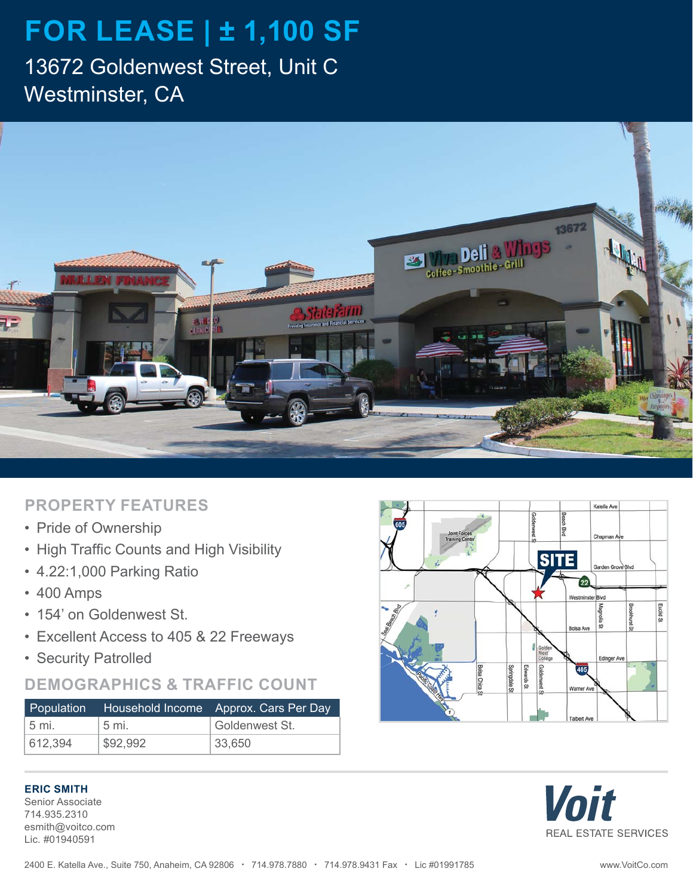# FOR LEASE | ± 1,100 SF

## 13672 Goldenwest Street, Unit C
## Westminster, CA

## PROPERTY FEATURES

- Pride of Ownership
- High Traffic Counts and High Visibility
- 4.22:1,000 Parking Ratio
- 400 Amps
- 154' on Goldenwest St.
- Excellent Access to 405 & 22 Freeways
- Security Patrolled

## DEMOGRAPHICS & TRAFFIC COUNT

| Population | Household Income | Approx. Cars Per Day |
|---|---|---|
| 5 mi. | 5 mi. | Goldenwest St. |
| 612,394 | $92,992 | 33,650 |

**ERIC SMITH**
Senior Associate
714.935.2310
esmith@voitco.com
Lic. #01940591

**Voit**
REAL ESTATE SERVICES

2400 E. Katella Ave., Suite 750, Anaheim, CA 92806 • 714.978.7880 • 714.978.9431 Fax • Lic #01991785

www.VoitCo.com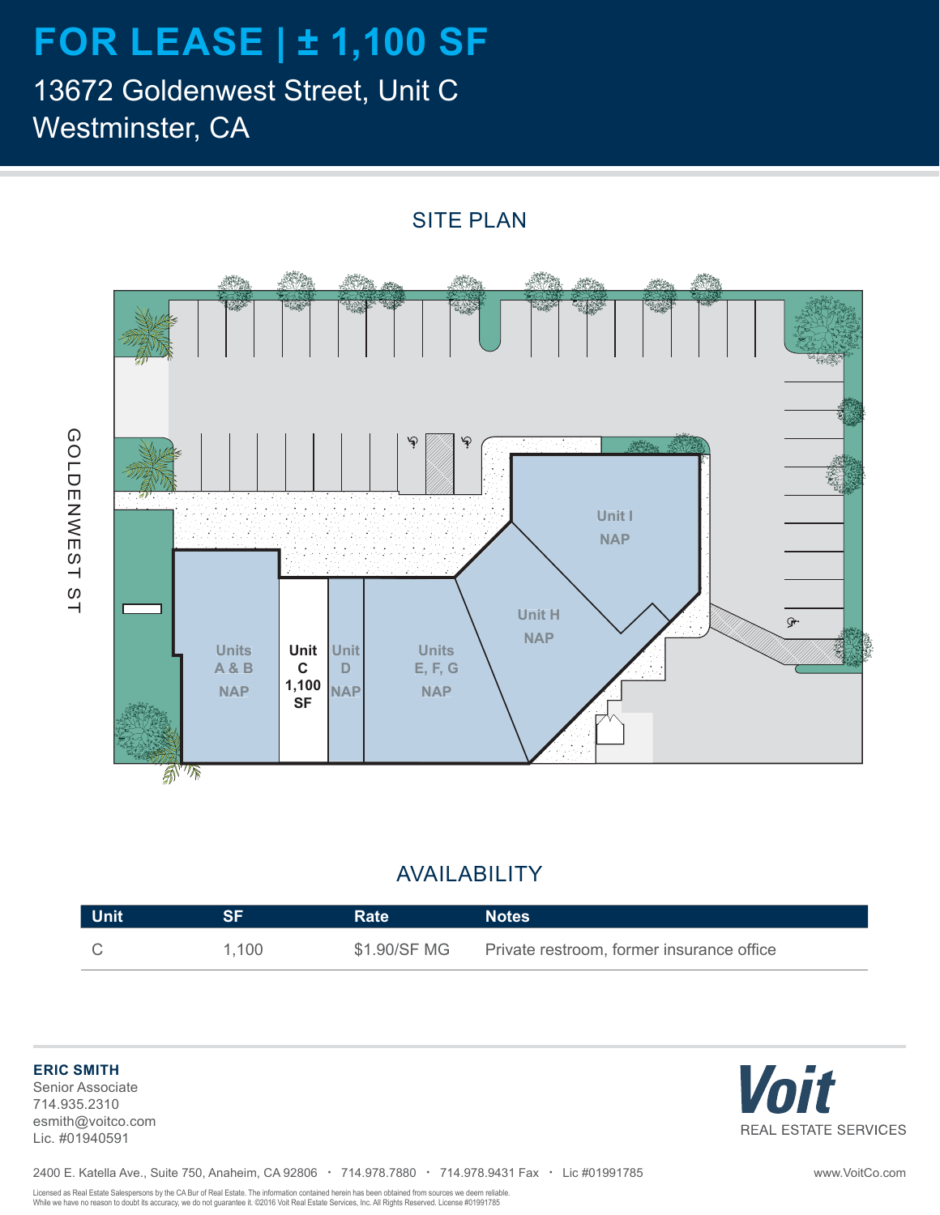# FOR LEASE | ± 1,100 SF

13672 Goldenwest Street, Unit C
Westminster, CA

## SITE PLAN

GOLDENWEST ST

Unit I
NAP

Unit H
NAP

Units A & B
NAP

**Unit C**
**1,100 SF**

Unit D
NAP

Units E, F, G
NAP

## AVAILABILITY

| Unit | SF | Rate | Notes |
| --- | --- | --- | --- |
| C | 1,100 | $1.90/SF MG | Private restroom, former insurance office |

**ERIC SMITH**
Senior Associate
714.935.2310
esmith@voitco.com
Lic. #01940591

Voit
REAL ESTATE SERVICES

2400 E. Katella Ave., Suite 750, Anaheim, CA 92806 • 714.978.7880 • 714.978.9431 Fax • Lic #01991785

www.VoitCo.com

Licensed as Real Estate Salespersons by the CA Bur of Real Estate. The information contained herein has been obtained from sources we deem reliable. While we have no reason to doubt its accuracy, we do not guarantee it. ©2016 Voit Real Estate Services, Inc. All Rights Reserved. License #01991785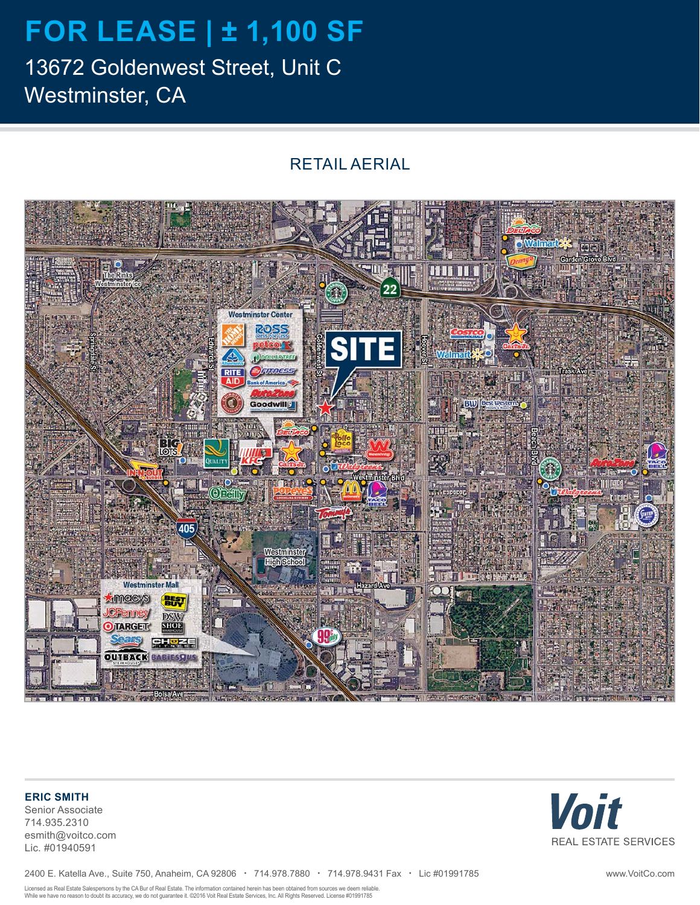# FOR LEASE | ± 1,100 SF

## 13672 Goldenwest Street, Unit C
## Westminster, CA

## RETAIL AERIAL

**ERIC SMITH**
Senior Associate
714.935.2310
esmith@voitco.com
Lic. #01940591

Voit
REAL ESTATE SERVICES

2400 E. Katella Ave., Suite 750, Anaheim, CA 92806 • 714.978.7880 • 714.978.9431 Fax • Lic #01991785

www.VoitCo.com

Licensed as Real Estate Salespersons by the CA Bur of Real Estate. The information contained herein has been obtained from sources we deem reliable. While we have no reason to doubt its accuracy, we do not guarantee it. ©2016 Voit Real Estate Services, Inc. All Rights Reserved. License #01991785